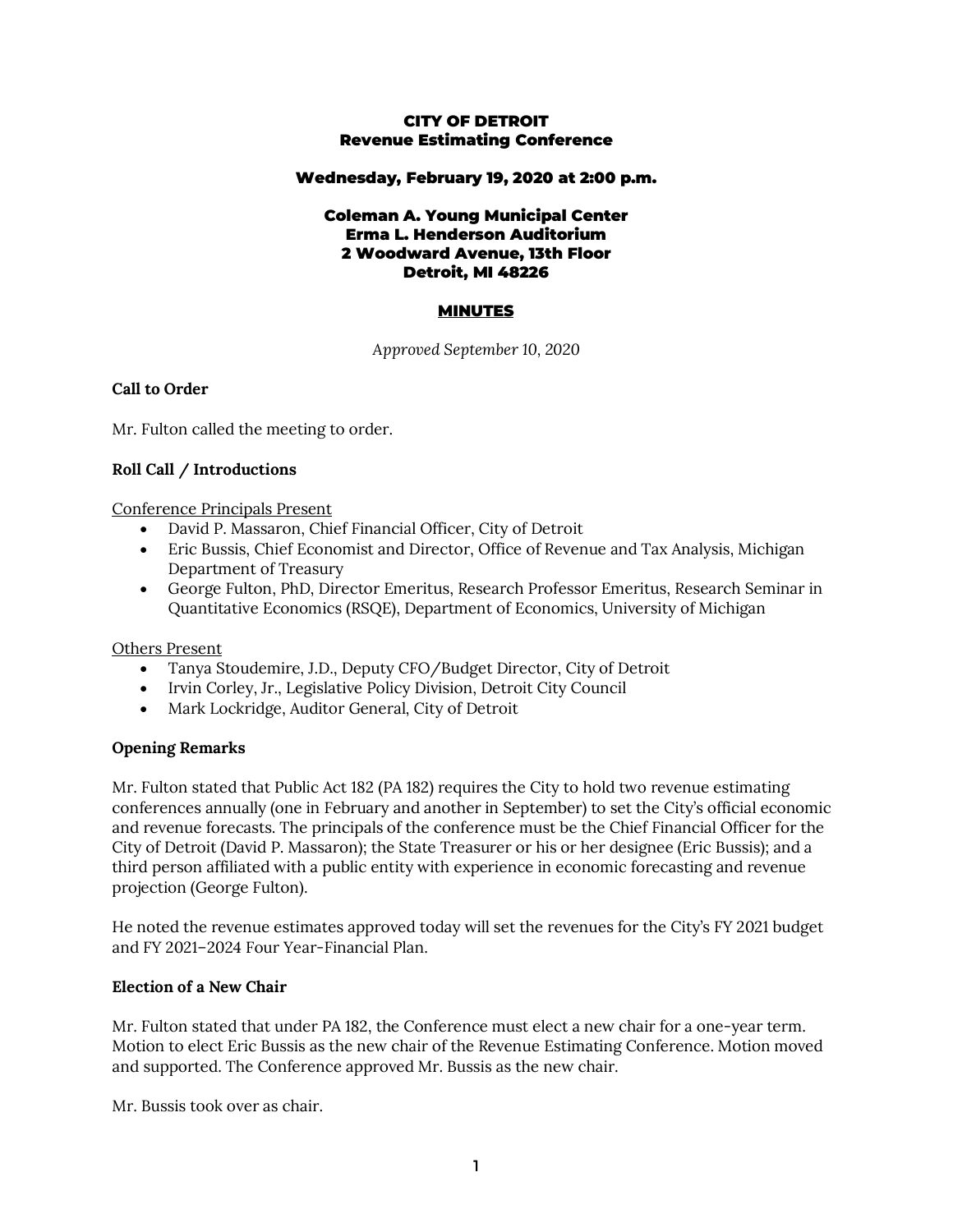# CITY OF DETROIT
## Revenue Estimating Conference

### Wednesday, February 19, 2020 at 2:00 p.m.

### Coleman A. Young Municipal Center
### Erma L. Henderson Auditorium
### 2 Woodward Avenue, 13th Floor
### Detroit, MI 48226

## MINUTES

*Approved September 10, 2020*

**Call to Order**

Mr. Fulton called the meeting to order.

**Roll Call / Introductions**

Conference Principals Present

- David P. Massaron, Chief Financial Officer, City of Detroit
- Eric Bussis, Chief Economist and Director, Office of Revenue and Tax Analysis, Michigan Department of Treasury
- George Fulton, PhD, Director Emeritus, Research Professor Emeritus, Research Seminar in Quantitative Economics (RSQE), Department of Economics, University of Michigan

Others Present

- Tanya Stoudemire, J.D., Deputy CFO/Budget Director, City of Detroit
- Irvin Corley, Jr., Legislative Policy Division, Detroit City Council
- Mark Lockridge, Auditor General, City of Detroit

**Opening Remarks**

Mr. Fulton stated that Public Act 182 (PA 182) requires the City to hold two revenue estimating conferences annually (one in February and another in September) to set the City's official economic and revenue forecasts. The principals of the conference must be the Chief Financial Officer for the City of Detroit (David P. Massaron); the State Treasurer or his or her designee (Eric Bussis); and a third person affiliated with a public entity with experience in economic forecasting and revenue projection (George Fulton).

He noted the revenue estimates approved today will set the revenues for the City's FY 2021 budget and FY 2021–2024 Four Year-Financial Plan.

**Election of a New Chair**

Mr. Fulton stated that under PA 182, the Conference must elect a new chair for a one-year term. Motion to elect Eric Bussis as the new chair of the Revenue Estimating Conference. Motion moved and supported. The Conference approved Mr. Bussis as the new chair.

Mr. Bussis took over as chair.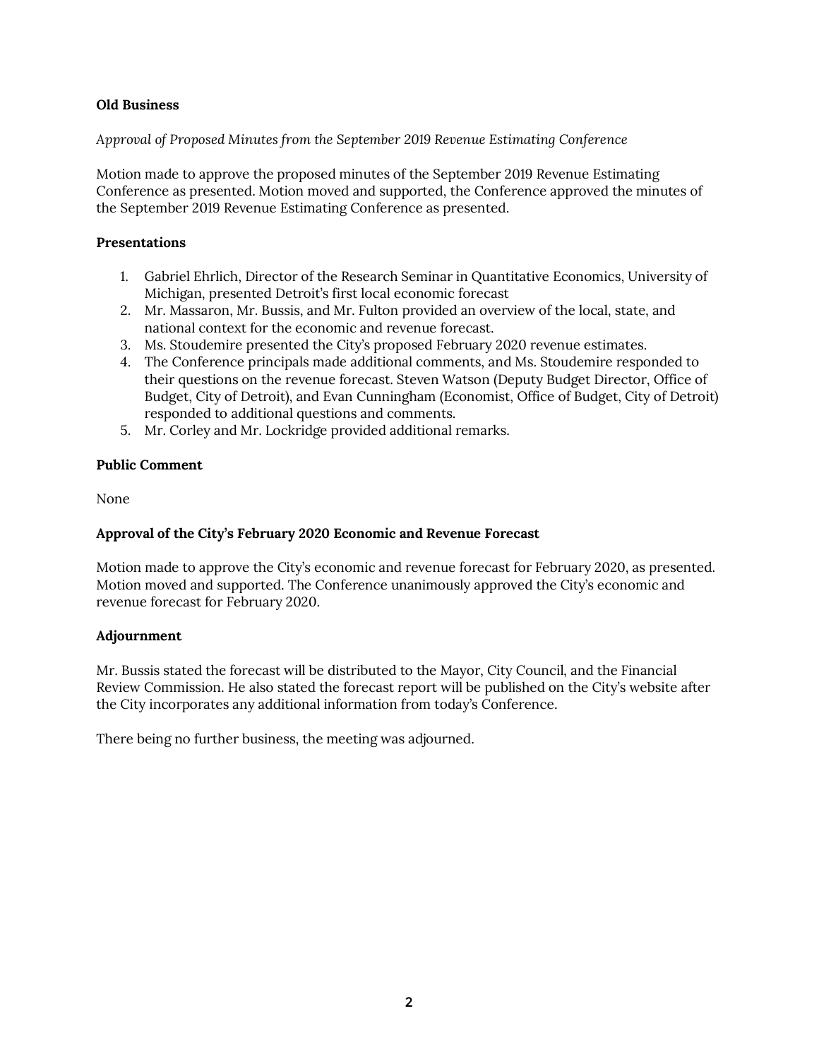**Old Business**

*Approval of Proposed Minutes from the September 2019 Revenue Estimating Conference*

Motion made to approve the proposed minutes of the September 2019 Revenue Estimating Conference as presented. Motion moved and supported, the Conference approved the minutes of the September 2019 Revenue Estimating Conference as presented.

**Presentations**

1. Gabriel Ehrlich, Director of the Research Seminar in Quantitative Economics, University of Michigan, presented Detroit's first local economic forecast
2. Mr. Massaron, Mr. Bussis, and Mr. Fulton provided an overview of the local, state, and national context for the economic and revenue forecast.
3. Ms. Stoudemire presented the City's proposed February 2020 revenue estimates.
4. The Conference principals made additional comments, and Ms. Stoudemire responded to their questions on the revenue forecast. Steven Watson (Deputy Budget Director, Office of Budget, City of Detroit), and Evan Cunningham (Economist, Office of Budget, City of Detroit) responded to additional questions and comments.
5. Mr. Corley and Mr. Lockridge provided additional remarks.

**Public Comment**

None

**Approval of the City's February 2020 Economic and Revenue Forecast**

Motion made to approve the City's economic and revenue forecast for February 2020, as presented. Motion moved and supported. The Conference unanimously approved the City's economic and revenue forecast for February 2020.

**Adjournment**

Mr. Bussis stated the forecast will be distributed to the Mayor, City Council, and the Financial Review Commission. He also stated the forecast report will be published on the City's website after the City incorporates any additional information from today's Conference.

There being no further business, the meeting was adjourned.